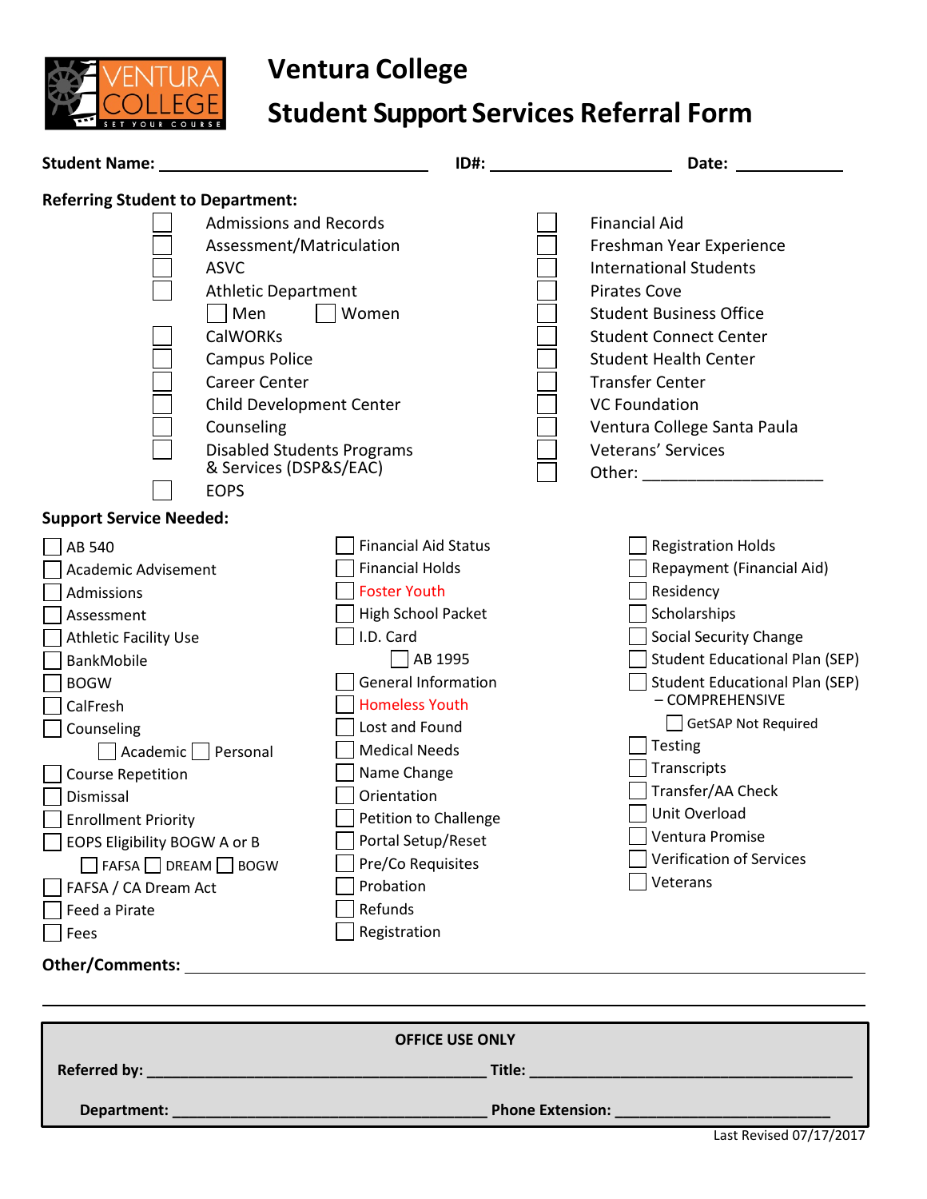# Ventura College

## Student Support Services Referral Form

**Student Name:** ______________________________ **ID#:** ____________________ **Date:** ____________

**Referring Student to Department:**

- ☐ Admissions and Records
- ☐ Assessment/Matriculation
- ☐ ASVC
- ☐ Athletic Department
  - ☐ Men ☐ Women
- ☐ CalWORKs
- ☐ Campus Police
- ☐ Career Center
- ☐ Child Development Center
- ☐ Counseling
- ☐ Disabled Students Programs & Services (DSP&S/EAC)
- ☐ EOPS
- ☐ Financial Aid
- ☐ Freshman Year Experience
- ☐ International Students
- ☐ Pirates Cove
- ☐ Student Business Office
- ☐ Student Connect Center
- ☐ Student Health Center
- ☐ Transfer Center
- ☐ VC Foundation
- ☐ Ventura College Santa Paula
- ☐ Veterans' Services
- ☐ Other: ____________________

**Support Service Needed:**

- ☐ AB 540
- ☐ Academic Advisement
- ☐ Admissions
- ☐ Assessment
- ☐ Athletic Facility Use
- ☐ BankMobile
- ☐ BOGW
- ☐ CalFresh
- ☐ Counseling
  - ☐ Academic ☐ Personal
- ☐ Course Repetition
- ☐ Dismissal
- ☐ Enrollment Priority
- ☐ EOPS Eligibility BOGW A or B
  - ☐ FAFSA ☐ DREAM ☐ BOGW
- ☐ FAFSA / CA Dream Act
- ☐ Feed a Pirate
- ☐ Fees
- ☐ Financial Aid Status
- ☐ Financial Holds
- ☐ Foster Youth
- ☐ High School Packet
- ☐ I.D. Card
  - ☐ AB 1995
- ☐ General Information
- ☐ Homeless Youth
- ☐ Lost and Found
- ☐ Medical Needs
- ☐ Name Change
- ☐ Orientation
- ☐ Petition to Challenge
- ☐ Portal Setup/Reset
- ☐ Pre/Co Requisites
- ☐ Probation
- ☐ Refunds
- ☐ Registration
- ☐ Registration Holds
- ☐ Repayment (Financial Aid)
- ☐ Residency
- ☐ Scholarships
- ☐ Social Security Change
- ☐ Student Educational Plan (SEP)
- ☐ Student Educational Plan (SEP) – COMPREHENSIVE
  - ☐ GetSAP Not Required
- ☐ Testing
- ☐ Transcripts
- ☐ Transfer/AA Check
- ☐ Unit Overload
- ☐ Ventura Promise
- ☐ Verification of Services
- ☐ Veterans

**Other/Comments:** ____________________________________________________________

______________________________________________________________________________

**OFFICE USE ONLY**

**Referred by:** ______________________________________ **Title:** ______________________________________

**Department:** ______________________________________ **Phone Extension:** __________________________

Last Revised 07/17/2017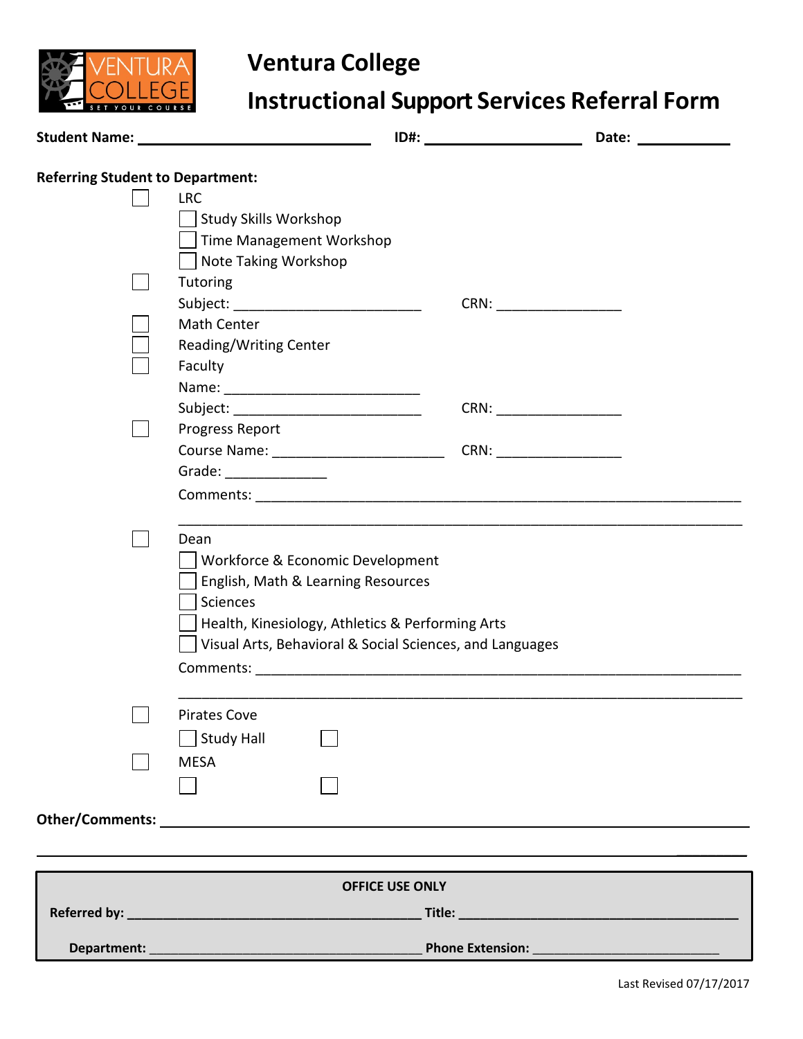# Ventura College

## Instructional Support Services Referral Form

**Student Name:** ______________________________ **ID#:** ____________________ **Date:** ____________

**Referring Student to Department:**

- ☐ LRC
  - ☐ Study Skills Workshop
  - ☐ Time Management Workshop
  - ☐ Note Taking Workshop
- ☐ Tutoring
  - Subject: ________________________ CRN: ________________
- ☐ Math Center
- ☐ Reading/Writing Center
- ☐ Faculty
  - Name: _________________________
  - Subject: ________________________ CRN: ________________
- ☐ Progress Report
  - Course Name: ______________________ CRN: ________________
  - Grade: _____________
  - Comments: ____________________________________________________________

    ______________________________________________________________________
- ☐ Dean
  - ☐ Workforce & Economic Development
  - ☐ English, Math & Learning Resources
  - ☐ Sciences
  - ☐ Health, Kinesiology, Athletics & Performing Arts
  - ☐ Visual Arts, Behavioral & Social Sciences, and Languages
  - Comments: ____________________________________________________________

    ______________________________________________________________________
- ☐ Pirates Cove
  - ☐ Study Hall ☐
- ☐ MESA
  - ☐ ☐

**Other/Comments:** ____________________________________________________________________________

______________________________________________________________________________________________

**OFFICE USE ONLY**

**Referred by:** ______________________________________ **Title:** ____________________________________

**Department:** ____________________________________ **Phone Extension:** __________________________

Last Revised 07/17/2017